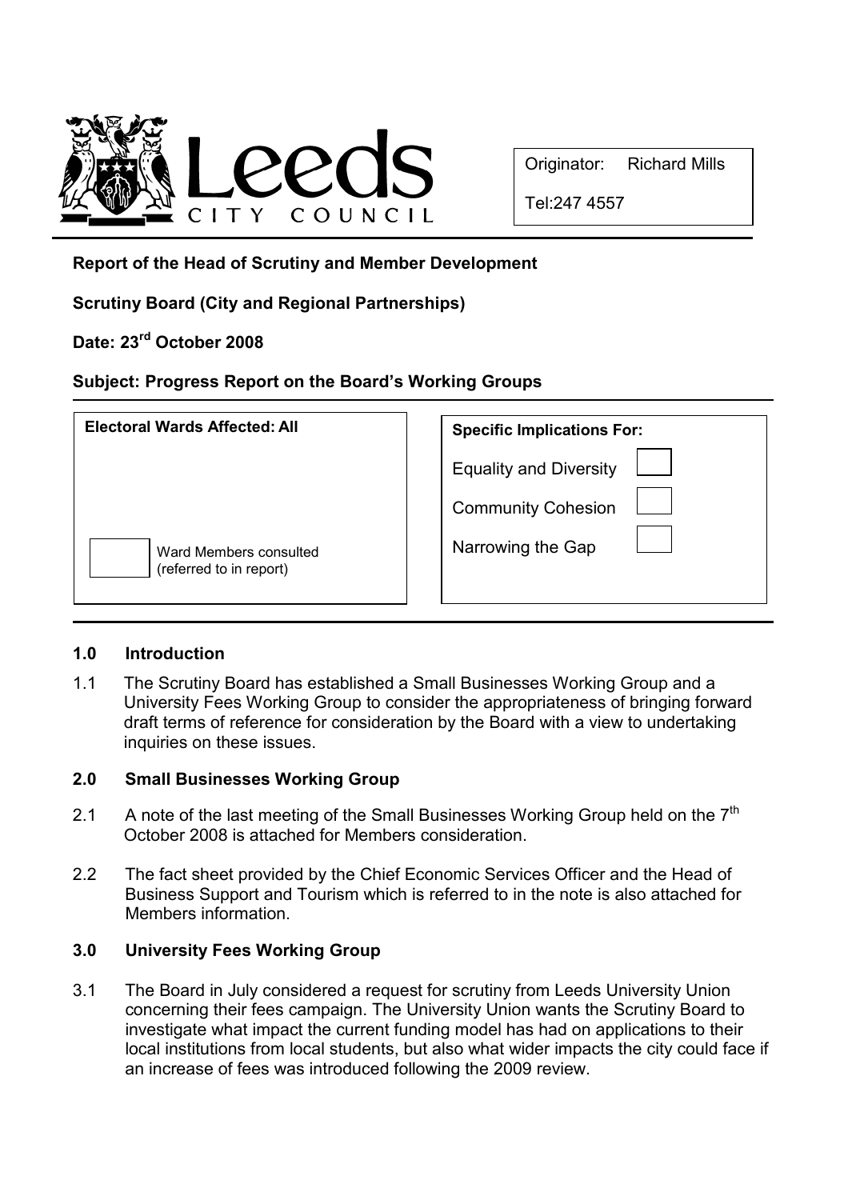Originator: Richard Mills

Tel:247 4557

**Report of the Head of Scrutiny and Member Development**

**Scrutiny Board (City and Regional Partnerships)**

**Date: 23rd October 2008**

**Subject: Progress Report on the Board's Working Groups**

| **Electoral Wards Affected: All** | **Specific Implications For:** |
| --- | --- |
| | Equality and Diversity ☐ |
| | Community Cohesion ☐ |
| ☐ Ward Members consulted (referred to in report) | Narrowing the Gap ☐ |

## 1.0 Introduction

1.1 The Scrutiny Board has established a Small Businesses Working Group and a University Fees Working Group to consider the appropriateness of bringing forward draft terms of reference for consideration by the Board with a view to undertaking inquiries on these issues.

## 2.0 Small Businesses Working Group

2.1 A note of the last meeting of the Small Businesses Working Group held on the 7th October 2008 is attached for Members consideration.

2.2 The fact sheet provided by the Chief Economic Services Officer and the Head of Business Support and Tourism which is referred to in the note is also attached for Members information.

## 3.0 University Fees Working Group

3.1 The Board in July considered a request for scrutiny from Leeds University Union concerning their fees campaign. The University Union wants the Scrutiny Board to investigate what impact the current funding model has had on applications to their local institutions from local students, but also what wider impacts the city could face if an increase of fees was introduced following the 2009 review.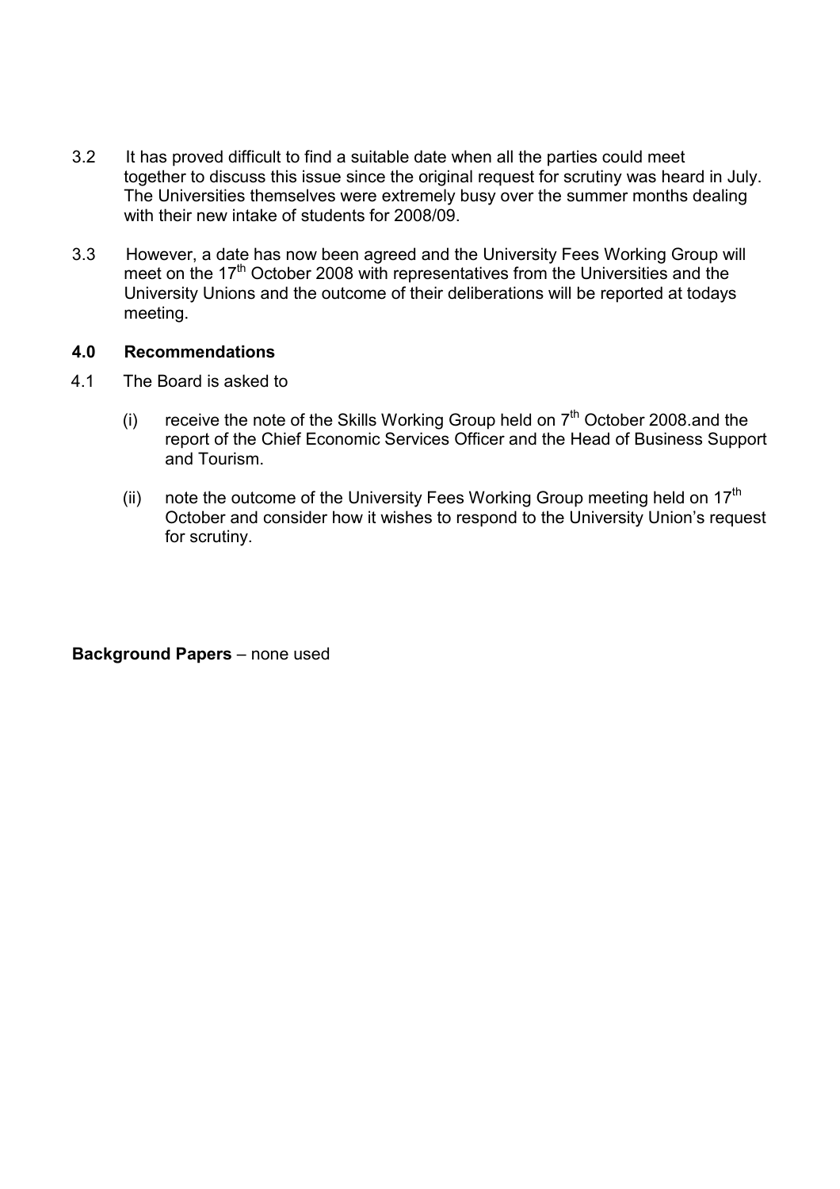3.2 It has proved difficult to find a suitable date when all the parties could meet together to discuss this issue since the original request for scrutiny was heard in July. The Universities themselves were extremely busy over the summer months dealing with their new intake of students for 2008/09.

3.3 However, a date has now been agreed and the University Fees Working Group will meet on the 17th October 2008 with representatives from the Universities and the University Unions and the outcome of their deliberations will be reported at todays meeting.

## 4.0 Recommendations

4.1 The Board is asked to

(i) receive the note of the Skills Working Group held on 7th October 2008.and the report of the Chief Economic Services Officer and the Head of Business Support and Tourism.

(ii) note the outcome of the University Fees Working Group meeting held on 17th October and consider how it wishes to respond to the University Union's request for scrutiny.

**Background Papers** – none used